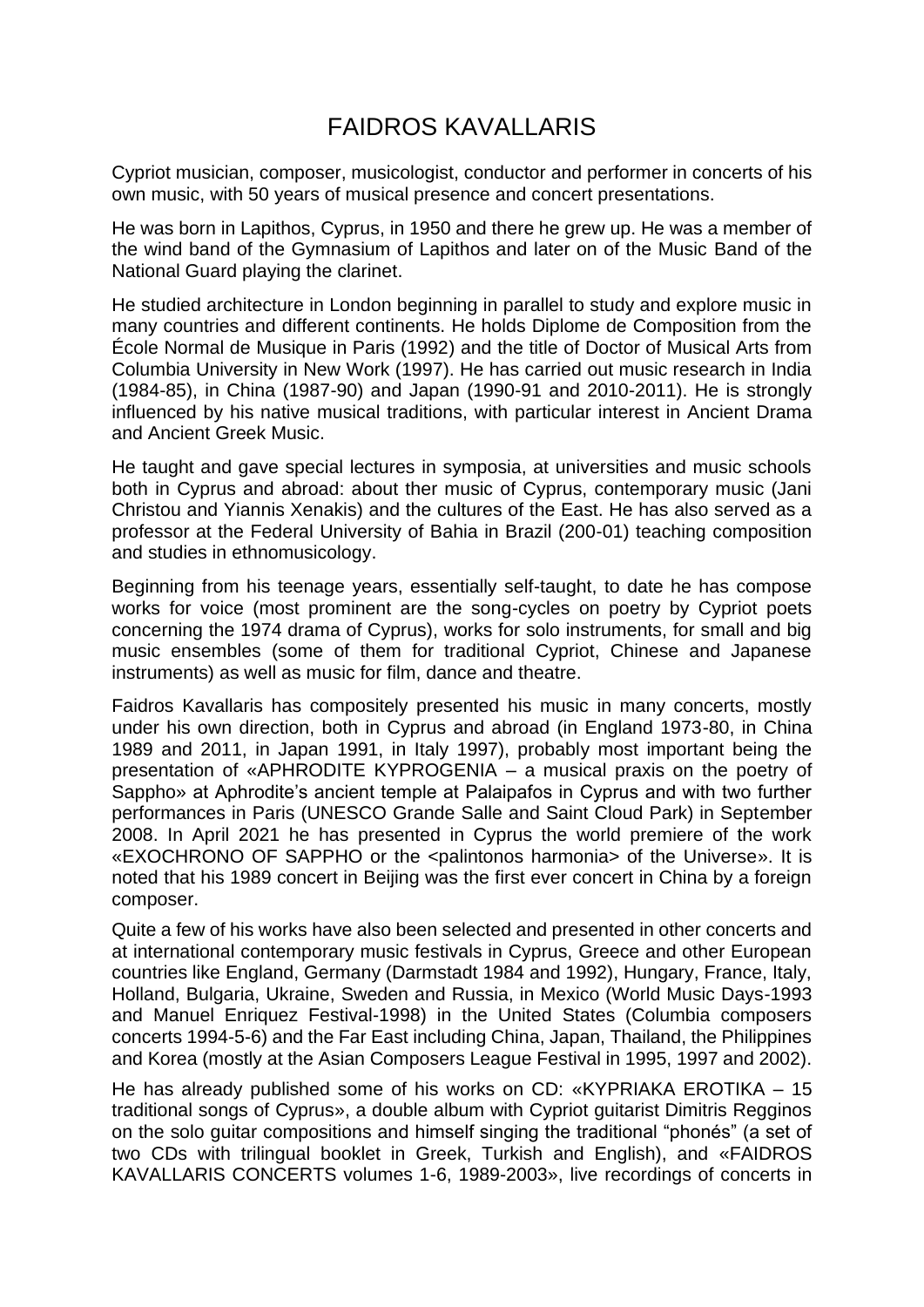# FAIDROS KAVALLARIS

Cypriot musician, composer, musicologist, conductor and performer in concerts of his own music, with 50 years of musical presence and concert presentations.

He was born in Lapithos, Cyprus, in 1950 and there he grew up. He was a member of the wind band of the Gymnasium of Lapithos and later on of the Music Band of the National Guard playing the clarinet.

He studied architecture in London beginning in parallel to study and explore music in many countries and different continents. He holds Diplome de Composition from the École Normal de Musique in Paris (1992) and the title of Doctor of Musical Arts from Columbia University in New Work (1997). He has carried out music research in India (1984-85), in China (1987-90) and Japan (1990-91 and 2010-2011). He is strongly influenced by his native musical traditions, with particular interest in Ancient Drama and Ancient Greek Music.

He taught and gave special lectures in symposia, at universities and music schools both in Cyprus and abroad: about ther music of Cyprus, contemporary music (Jani Christou and Yiannis Xenakis) and the cultures of the East. He has also served as a professor at the Federal University of Bahia in Brazil (200-01) teaching composition and studies in ethnomusicology.

Beginning from his teenage years, essentially self-taught, to date he has compose works for voice (most prominent are the song-cycles on poetry by Cypriot poets concerning the 1974 drama of Cyprus), works for solo instruments, for small and big music ensembles (some of them for traditional Cypriot, Chinese and Japanese instruments) as well as music for film, dance and theatre.

Faidros Kavallaris has compositely presented his music in many concerts, mostly under his own direction, both in Cyprus and abroad (in England 1973-80, in China 1989 and 2011, in Japan 1991, in Italy 1997), probably most important being the presentation of «APHRODITE KYPROGENIA – a musical praxis on the poetry of Sappho» at Aphrodite's ancient temple at Palaipafos in Cyprus and with two further performances in Paris (UNESCO Grande Salle and Saint Cloud Park) in September 2008. In April 2021 he has presented in Cyprus the world premiere of the work «EXOCHRONO OF SAPPHO or the <palintonos harmonia> of the Universe». It is noted that his 1989 concert in Beijing was the first ever concert in China by a foreign composer.

Quite a few of his works have also been selected and presented in other concerts and at international contemporary music festivals in Cyprus, Greece and other European countries like England, Germany (Darmstadt 1984 and 1992), Hungary, France, Italy, Holland, Bulgaria, Ukraine, Sweden and Russia, in Mexico (World Music Days-1993 and Manuel Enriquez Festival-1998) in the United States (Columbia composers concerts 1994-5-6) and the Far East including China, Japan, Thailand, the Philippines and Korea (mostly at the Asian Composers League Festival in 1995, 1997 and 2002).

He has already published some of his works on CD: «KYPRIAKA EROTIKA – 15 traditional songs of Cyprus», a double album with Cypriot guitarist Dimitris Regginos on the solo guitar compositions and himself singing the traditional "phonés" (a set of two CDs with trilingual booklet in Greek, Turkish and English), and «FAIDROS KAVALLARIS CONCERTS volumes 1-6, 1989-2003», live recordings of concerts in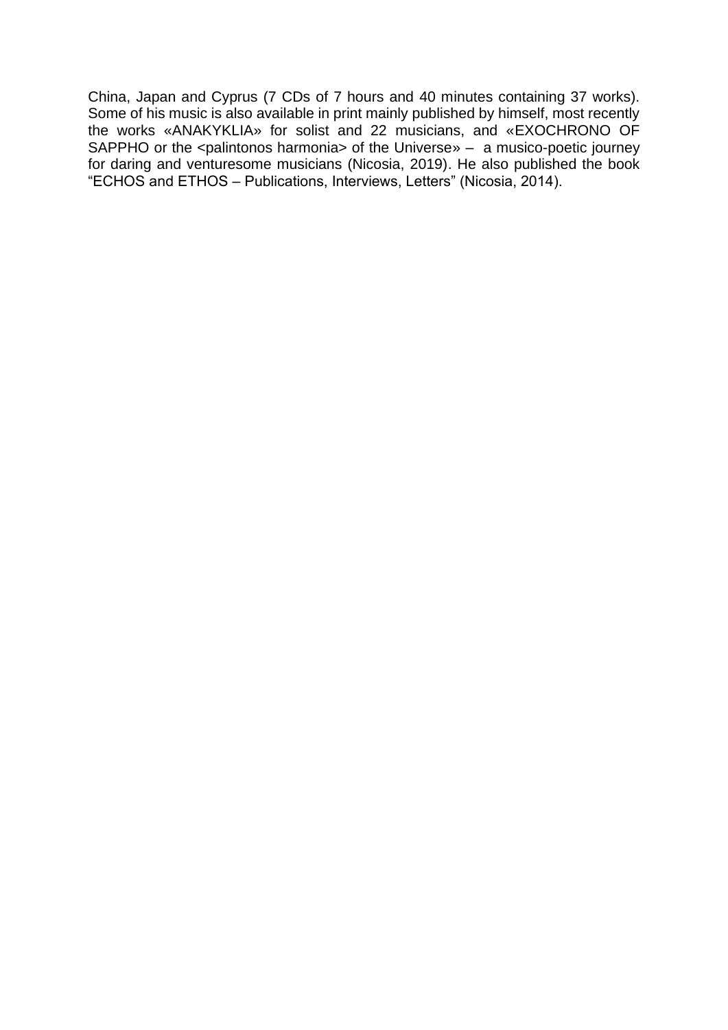China, Japan and Cyprus (7 CDs of 7 hours and 40 minutes containing 37 works). Some of his music is also available in print mainly published by himself, most recently the works «ANAKYKLIA» for solist and 22 musicians, and «EXOCHRONO OF SAPPHO or the <palintonos harmonia> of the Universe» – a musico-poetic journey for daring and venturesome musicians (Nicosia, 2019). He also published the book "ECHOS and ETHOS – Publications, Interviews, Letters" (Nicosia, 2014).